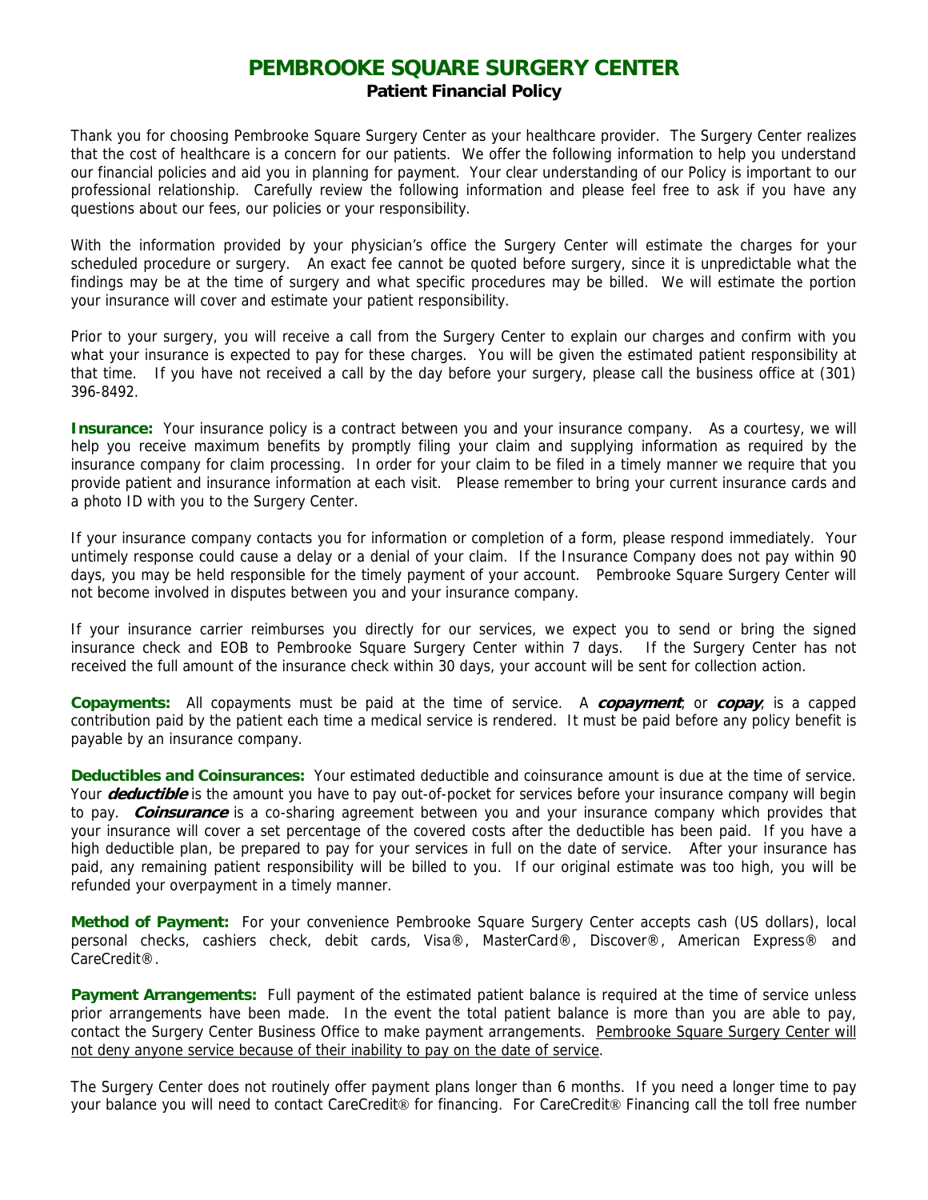# PEMBROOKE SQUARE SURGERY CENTER

## Patient Financial Policy

Thank you for choosing Pembrooke Square Surgery Center as your healthcare provider. The Surgery Center realizes that the cost of healthcare is a concern for our patients. We offer the following information to help you understand our financial policies and aid you in planning for payment. Your clear understanding of our Policy is important to our professional relationship. Carefully review the following information and please feel free to ask if you have any questions about our fees, our policies or your responsibility.

With the information provided by your physician's office the Surgery Center will estimate the charges for your scheduled procedure or surgery. An exact fee cannot be quoted before surgery, since it is unpredictable what the findings may be at the time of surgery and what specific procedures may be billed. We will estimate the portion your insurance will cover and estimate your patient responsibility.

Prior to your surgery, you will receive a call from the Surgery Center to explain our charges and confirm with you what your insurance is expected to pay for these charges. You will be given the estimated patient responsibility at that time. If you have not received a call by the day before your surgery, please call the business office at (301) 396-8492.

**Insurance:** Your insurance policy is a contract between you and your insurance company. As a courtesy, we will help you receive maximum benefits by promptly filing your claim and supplying information as required by the insurance company for claim processing. In order for your claim to be filed in a timely manner we require that you provide patient and insurance information at each visit. Please remember to bring your current insurance cards and a photo ID with you to the Surgery Center.

If your insurance company contacts you for information or completion of a form, please respond immediately. Your untimely response could cause a delay or a denial of your claim. If the Insurance Company does not pay within 90 days, you may be held responsible for the timely payment of your account. Pembrooke Square Surgery Center will not become involved in disputes between you and your insurance company.

If your insurance carrier reimburses you directly for our services, we expect you to send or bring the signed insurance check and EOB to Pembrooke Square Surgery Center within 7 days. If the Surgery Center has not received the full amount of the insurance check within 30 days, your account will be sent for collection action.

**Copayments:** All copayments must be paid at the time of service. A ***copayment***, or ***copay***, is a capped contribution paid by the patient each time a medical service is rendered. It must be paid before any policy benefit is payable by an insurance company.

**Deductibles and Coinsurances:** Your estimated deductible and coinsurance amount is due at the time of service. Your ***deductible*** is the amount you have to pay out-of-pocket for services before your insurance company will begin to pay. ***Coinsurance*** is a co-sharing agreement between you and your insurance company which provides that your insurance will cover a set percentage of the covered costs after the deductible has been paid. If you have a high deductible plan, be prepared to pay for your services in full on the date of service. After your insurance has paid, any remaining patient responsibility will be billed to you. If our original estimate was too high, you will be refunded your overpayment in a timely manner.

**Method of Payment:** For your convenience Pembrooke Square Surgery Center accepts cash (US dollars), local personal checks, cashiers check, debit cards, Visa®, MasterCard®, Discover®, American Express® and CareCredit®.

**Payment Arrangements:** Full payment of the estimated patient balance is required at the time of service unless prior arrangements have been made. In the event the total patient balance is more than you are able to pay, contact the Surgery Center Business Office to make payment arrangements. <u>Pembrooke Square Surgery Center will not deny anyone service because of their inability to pay on the date of service</u>.

The Surgery Center does not routinely offer payment plans longer than 6 months. If you need a longer time to pay your balance you will need to contact CareCredit® for financing. For CareCredit® Financing call the toll free number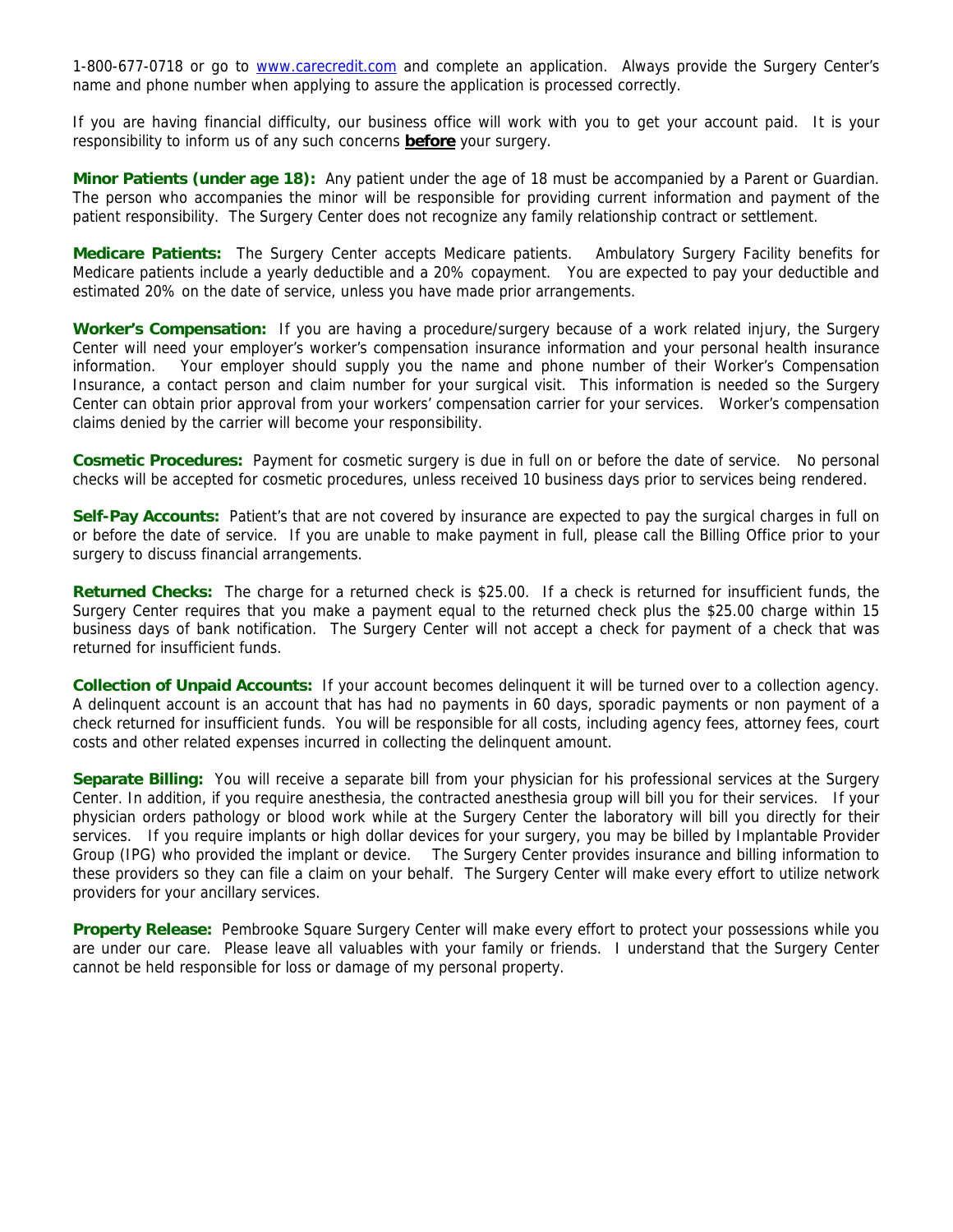1-800-677-0718 or go to [www.carecredit.com](http://www.carecredit.com) and complete an application. Always provide the Surgery Center's name and phone number when applying to assure the application is processed correctly.

If you are having financial difficulty, our business office will work with you to get your account paid. It is your responsibility to inform us of any such concerns **before** your surgery.

**Minor Patients (under age 18):** Any patient under the age of 18 must be accompanied by a Parent or Guardian. The person who accompanies the minor will be responsible for providing current information and payment of the patient responsibility. The Surgery Center does not recognize any family relationship contract or settlement.

**Medicare Patients:** The Surgery Center accepts Medicare patients. Ambulatory Surgery Facility benefits for Medicare patients include a yearly deductible and a 20% copayment. You are expected to pay your deductible and estimated 20% on the date of service, unless you have made prior arrangements.

**Worker's Compensation:** If you are having a procedure/surgery because of a work related injury, the Surgery Center will need your employer's worker's compensation insurance information and your personal health insurance information. Your employer should supply you the name and phone number of their Worker's Compensation Insurance, a contact person and claim number for your surgical visit. This information is needed so the Surgery Center can obtain prior approval from your workers' compensation carrier for your services. Worker's compensation claims denied by the carrier will become your responsibility.

**Cosmetic Procedures:** Payment for cosmetic surgery is due in full on or before the date of service. No personal checks will be accepted for cosmetic procedures, unless received 10 business days prior to services being rendered.

**Self-Pay Accounts:** Patient's that are not covered by insurance are expected to pay the surgical charges in full on or before the date of service. If you are unable to make payment in full, please call the Billing Office prior to your surgery to discuss financial arrangements.

**Returned Checks:** The charge for a returned check is $25.00. If a check is returned for insufficient funds, the Surgery Center requires that you make a payment equal to the returned check plus the $25.00 charge within 15 business days of bank notification. The Surgery Center will not accept a check for payment of a check that was returned for insufficient funds.

**Collection of Unpaid Accounts:** If your account becomes delinquent it will be turned over to a collection agency. A delinquent account is an account that has had no payments in 60 days, sporadic payments or non payment of a check returned for insufficient funds. You will be responsible for all costs, including agency fees, attorney fees, court costs and other related expenses incurred in collecting the delinquent amount.

**Separate Billing:** You will receive a separate bill from your physician for his professional services at the Surgery Center. In addition, if you require anesthesia, the contracted anesthesia group will bill you for their services. If your physician orders pathology or blood work while at the Surgery Center the laboratory will bill you directly for their services. If you require implants or high dollar devices for your surgery, you may be billed by Implantable Provider Group (IPG) who provided the implant or device. The Surgery Center provides insurance and billing information to these providers so they can file a claim on your behalf. The Surgery Center will make every effort to utilize network providers for your ancillary services.

**Property Release:** Pembrooke Square Surgery Center will make every effort to protect your possessions while you are under our care. Please leave all valuables with your family or friends. I understand that the Surgery Center cannot be held responsible for loss or damage of my personal property.